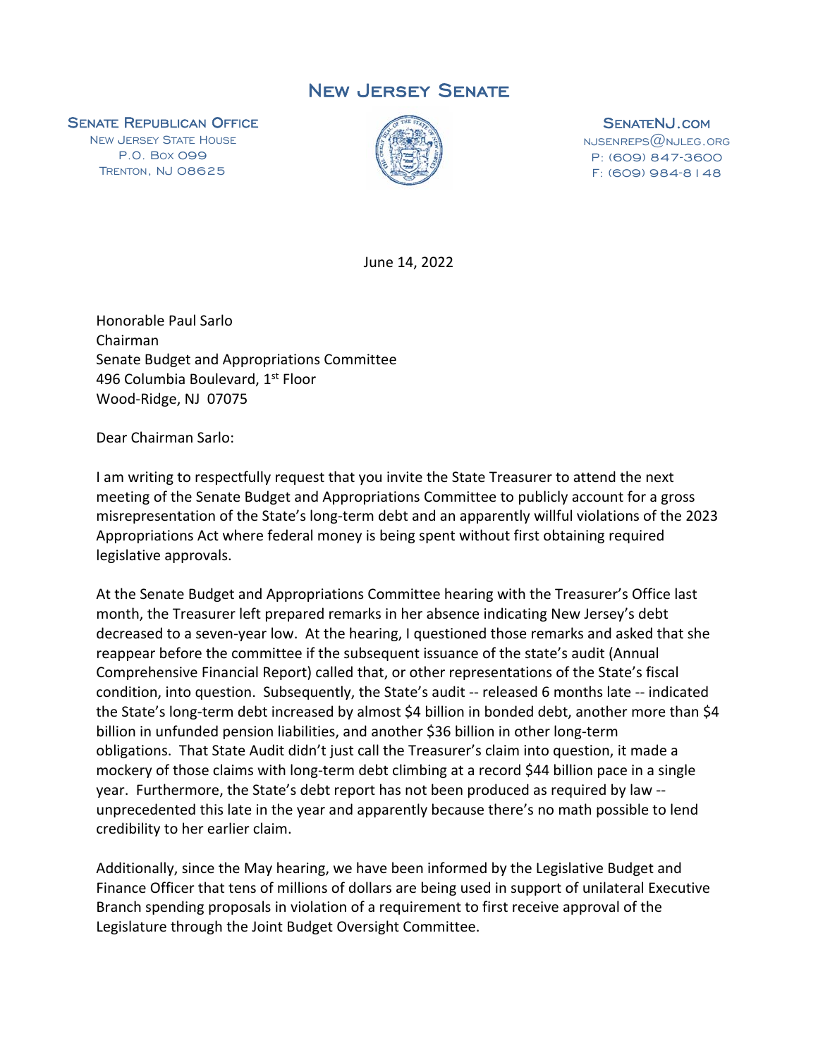# New Jersey Senate

**Senate Republican Office**
New Jersey State House
P.O. Box 099
Trenton, NJ 08625

**SenateNJ.com**
njsenreps@njleg.org
P: (609) 847-3600
F: (609) 984-8148

June 14, 2022

Honorable Paul Sarlo
Chairman
Senate Budget and Appropriations Committee
496 Columbia Boulevard, 1st Floor
Wood-Ridge, NJ 07075

Dear Chairman Sarlo:

I am writing to respectfully request that you invite the State Treasurer to attend the next meeting of the Senate Budget and Appropriations Committee to publicly account for a gross misrepresentation of the State's long-term debt and an apparently willful violations of the 2023 Appropriations Act where federal money is being spent without first obtaining required legislative approvals.

At the Senate Budget and Appropriations Committee hearing with the Treasurer's Office last month, the Treasurer left prepared remarks in her absence indicating New Jersey's debt decreased to a seven-year low. At the hearing, I questioned those remarks and asked that she reappear before the committee if the subsequent issuance of the state's audit (Annual Comprehensive Financial Report) called that, or other representations of the State's fiscal condition, into question. Subsequently, the State's audit -- released 6 months late -- indicated the State's long-term debt increased by almost $4 billion in bonded debt, another more than $4 billion in unfunded pension liabilities, and another $36 billion in other long-term obligations. That State Audit didn't just call the Treasurer's claim into question, it made a mockery of those claims with long-term debt climbing at a record $44 billion pace in a single year. Furthermore, the State's debt report has not been produced as required by law -- unprecedented this late in the year and apparently because there's no math possible to lend credibility to her earlier claim.

Additionally, since the May hearing, we have been informed by the Legislative Budget and Finance Officer that tens of millions of dollars are being used in support of unilateral Executive Branch spending proposals in violation of a requirement to first receive approval of the Legislature through the Joint Budget Oversight Committee.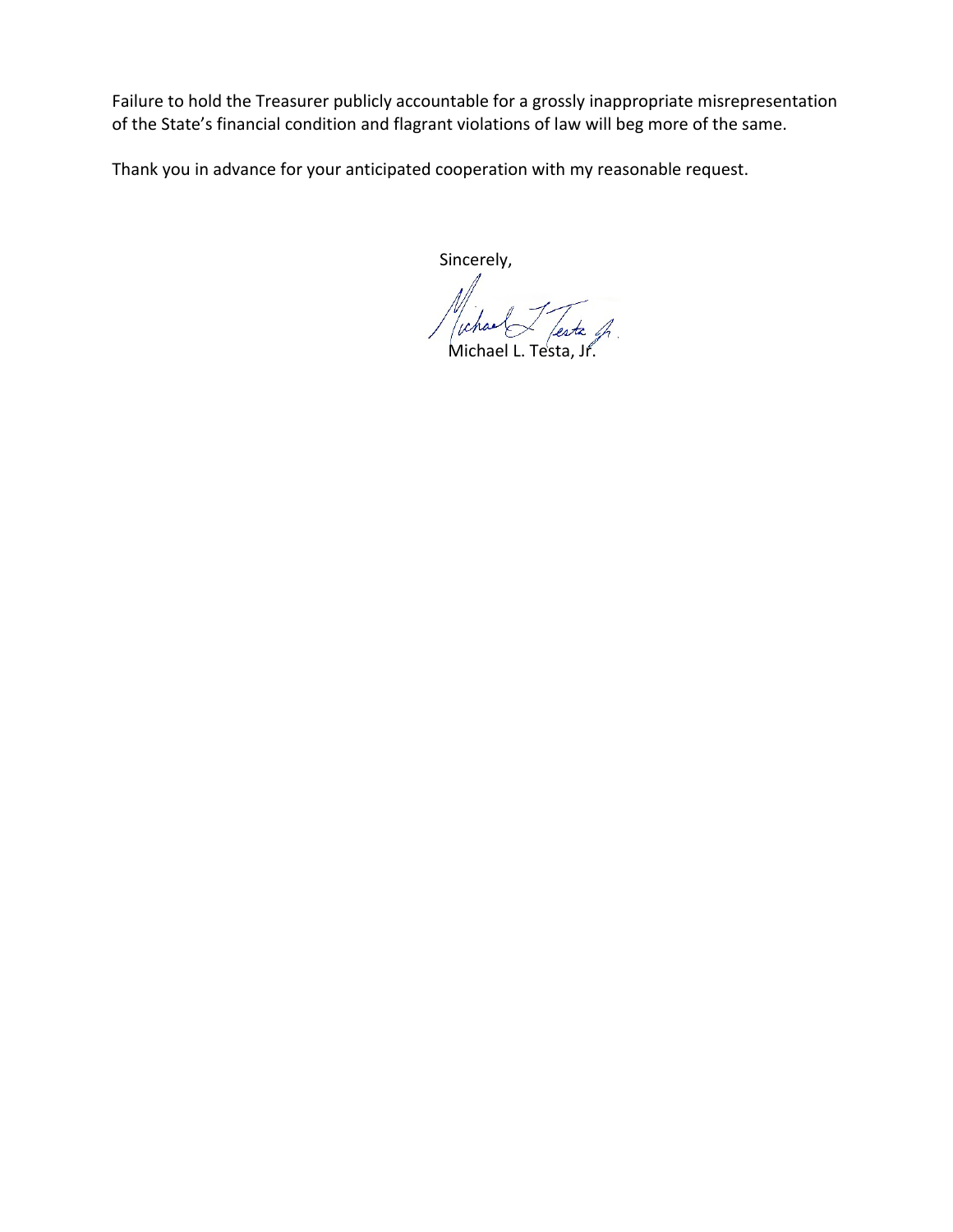Failure to hold the Treasurer publicly accountable for a grossly inappropriate misrepresentation of the State's financial condition and flagrant violations of law will beg more of the same.

Thank you in advance for your anticipated cooperation with my reasonable request.

Sincerely,

Michael L. Testa, Jr.